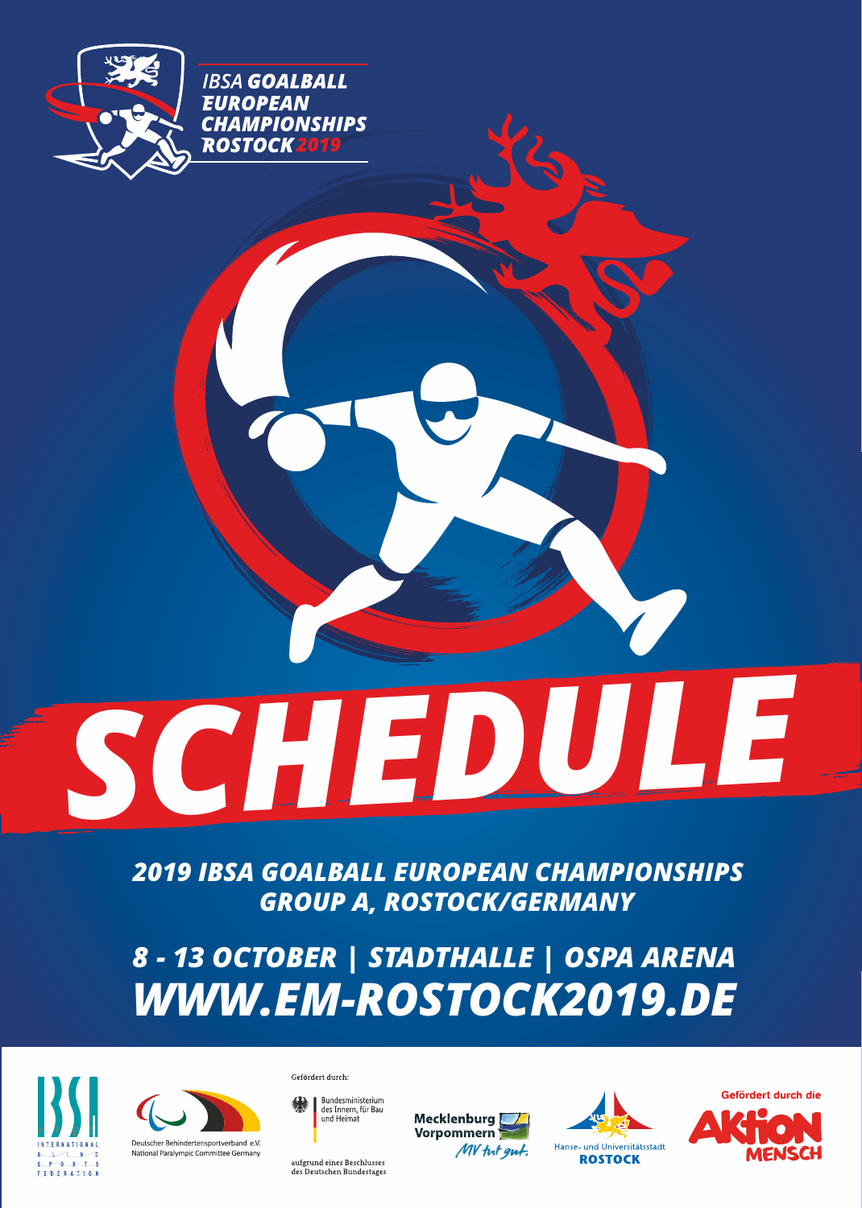IBSA **GOALBALL EUROPEAN CHAMPIONSHIPS ROSTOCK** 2019

# SCHEDULE

## 2019 IBSA GOALBALL EUROPEAN CHAMPIONSHIPS GROUP A, ROSTOCK/GERMANY

## 8 - 13 OCTOBER | STADTHALLE | OSPA ARENA

## WWW.EM-ROSTOCK2019.DE

INTERNATIONAL BLIND SPORTS FEDERATION

Deutscher Behindertensportverband e.V.
National Paralympic Committee Germany

Gefördert durch:
Bundesministerium des Innern, für Bau und Heimat
aufgrund eines Beschlusses des Deutschen Bundestages

Mecklenburg Vorpommern
MV tut gut.

Hanse- und Universitätsstadt ROSTOCK

Gefördert durch die Aktion Mensch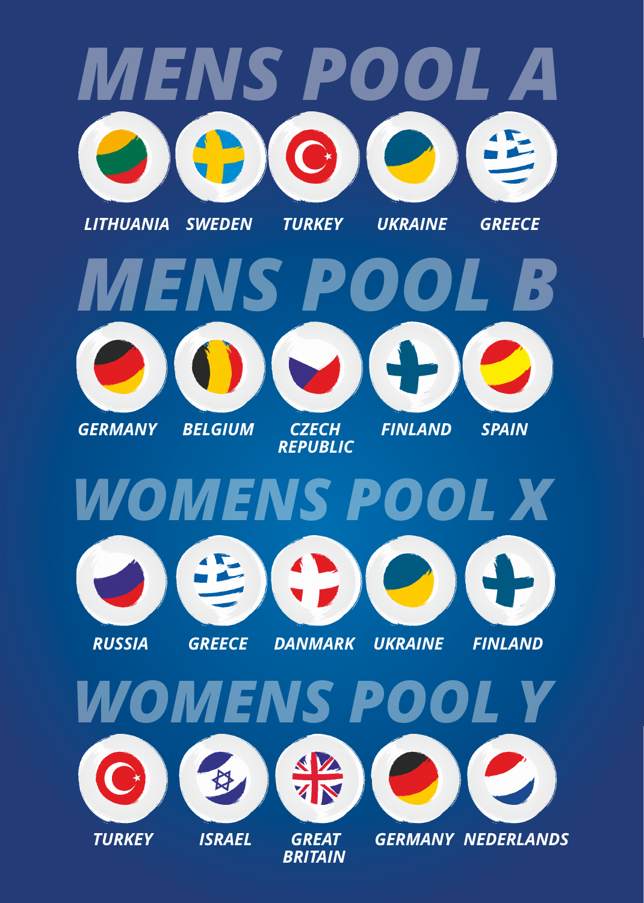# MENS POOL A

LITHUANIA SWEDEN TURKEY UKRAINE GREECE

# MENS POOL B

GERMANY BELGIUM CZECH REPUBLIC FINLAND SPAIN

# WOMENS POOL X

RUSSIA GREECE DANMARK UKRAINE FINLAND

# WOMENS POOL Y

TURKEY ISRAEL GREAT BRITAIN GERMANY NEDERLANDS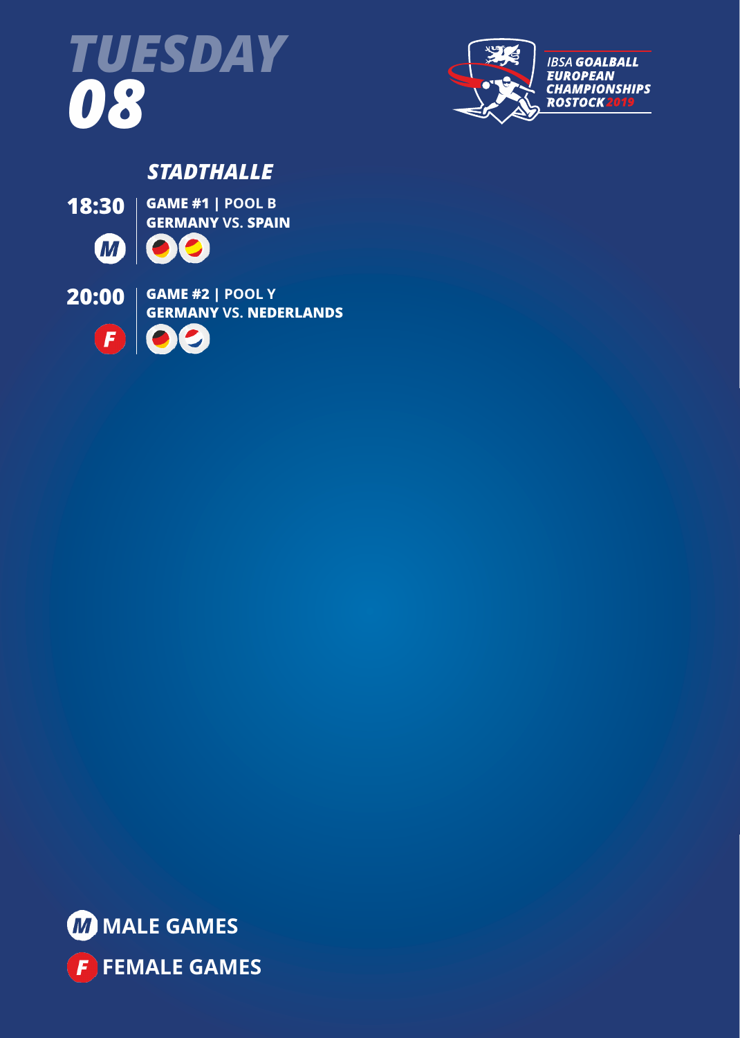# TUESDAY 08

IBSA GOALBALL EUROPEAN CHAMPIONSHIPS ROSTOCK 2019

## STADTHALLE

**18:30** M
**GAME #1 | POOL B**
**GERMANY VS. SPAIN**

**20:00** F
**GAME #2 | POOL Y**
**GERMANY VS. NEDERLANDS**

M MALE GAMES
F FEMALE GAMES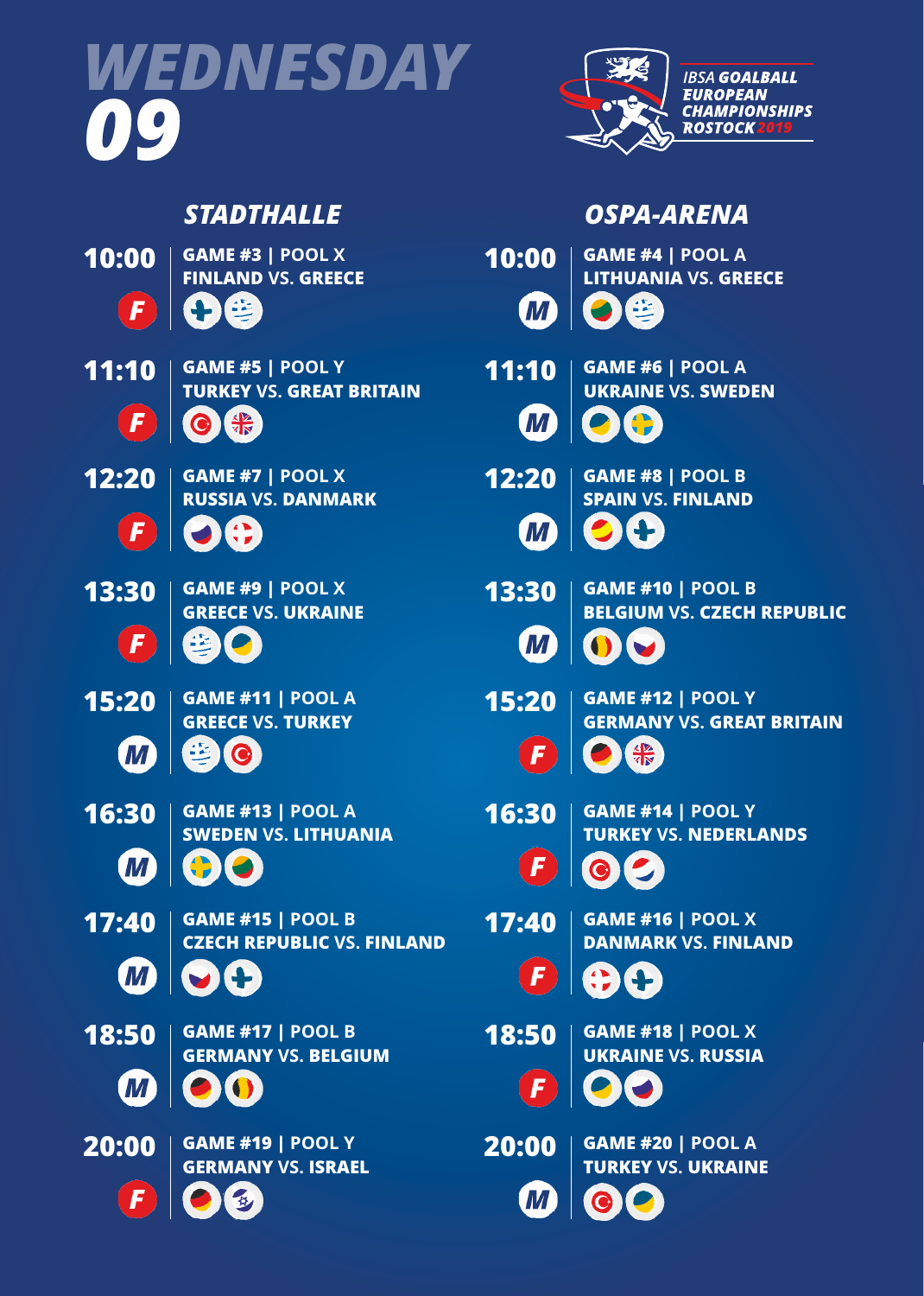# WEDNESDAY 09

IBSA GOALBALL EUROPEAN CHAMPIONSHIPS ROSTOCK 2019

## STADTHALLE

| Time | Category | Game |
|---|---|---|
| 10:00 | F | GAME #3 \| POOL X<br>FINLAND VS. GREECE |
| 11:10 | F | GAME #5 \| POOL Y<br>TURKEY VS. GREAT BRITAIN |
| 12:20 | F | GAME #7 \| POOL X<br>RUSSIA VS. DANMARK |
| 13:30 | F | GAME #9 \| POOL X<br>GREECE VS. UKRAINE |
| 15:20 | M | GAME #11 \| POOL A<br>GREECE VS. TURKEY |
| 16:30 | M | GAME #13 \| POOL A<br>SWEDEN VS. LITHUANIA |
| 17:40 | M | GAME #15 \| POOL B<br>CZECH REPUBLIC VS. FINLAND |
| 18:50 | M | GAME #17 \| POOL B<br>GERMANY VS. BELGIUM |
| 20:00 | F | GAME #19 \| POOL Y<br>GERMANY VS. ISRAEL |

## OSPA-ARENA

| Time | Category | Game |
|---|---|---|
| 10:00 | M | GAME #4 \| POOL A<br>LITHUANIA VS. GREECE |
| 11:10 | M | GAME #6 \| POOL A<br>UKRAINE VS. SWEDEN |
| 12:20 | M | GAME #8 \| POOL B<br>SPAIN VS. FINLAND |
| 13:30 | M | GAME #10 \| POOL B<br>BELGIUM VS. CZECH REPUBLIC |
| 15:20 | F | GAME #12 \| POOL Y<br>GERMANY VS. GREAT BRITAIN |
| 16:30 | F | GAME #14 \| POOL Y<br>TURKEY VS. NEDERLANDS |
| 17:40 | F | GAME #16 \| POOL X<br>DANMARK VS. FINLAND |
| 18:50 | F | GAME #18 \| POOL X<br>UKRAINE VS. RUSSIA |
| 20:00 | M | GAME #20 \| POOL A<br>TURKEY VS. UKRAINE |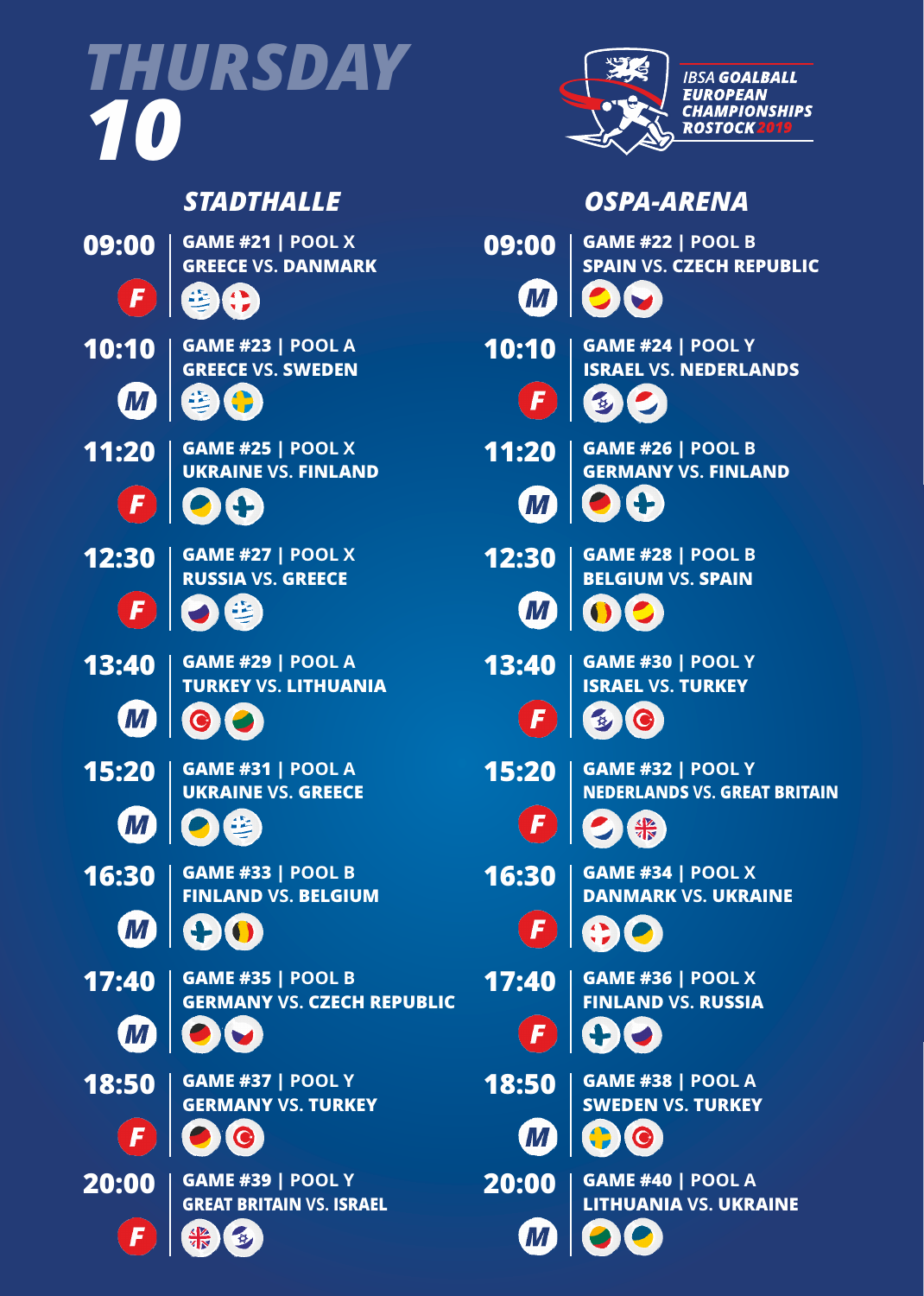# THURSDAY 10

IBSA GOALBALL EUROPEAN CHAMPIONSHIPS ROSTOCK 2019

## STADTHALLE

| Time | Gender | Game |
|---|---|---|
| 09:00 | F | GAME #21 \| POOL X — GREECE VS. DANMARK |
| 10:10 | M | GAME #23 \| POOL A — GREECE VS. SWEDEN |
| 11:20 | F | GAME #25 \| POOL X — UKRAINE VS. FINLAND |
| 12:30 | F | GAME #27 \| POOL X — RUSSIA VS. GREECE |
| 13:40 | M | GAME #29 \| POOL A — TURKEY VS. LITHUANIA |
| 15:20 | M | GAME #31 \| POOL A — UKRAINE VS. GREECE |
| 16:30 | M | GAME #33 \| POOL B — FINLAND VS. BELGIUM |
| 17:40 | M | GAME #35 \| POOL B — GERMANY VS. CZECH REPUBLIC |
| 18:50 | F | GAME #37 \| POOL Y — GERMANY VS. TURKEY |
| 20:00 | F | GAME #39 \| POOL Y — GREAT BRITAIN VS. ISRAEL |

## OSPA-ARENA

| Time | Gender | Game |
|---|---|---|
| 09:00 | M | GAME #22 \| POOL B — SPAIN VS. CZECH REPUBLIC |
| 10:10 | F | GAME #24 \| POOL Y — ISRAEL VS. NEDERLANDS |
| 11:20 | M | GAME #26 \| POOL B — GERMANY VS. FINLAND |
| 12:30 | M | GAME #28 \| POOL B — BELGIUM VS. SPAIN |
| 13:40 | F | GAME #30 \| POOL Y — ISRAEL VS. TURKEY |
| 15:20 | F | GAME #32 \| POOL Y — NEDERLANDS VS. GREAT BRITAIN |
| 16:30 | F | GAME #34 \| POOL X — DANMARK VS. UKRAINE |
| 17:40 | F | GAME #36 \| POOL X — FINLAND VS. RUSSIA |
| 18:50 | M | GAME #38 \| POOL A — SWEDEN VS. TURKEY |
| 20:00 | M | GAME #40 \| POOL A — LITHUANIA VS. UKRAINE |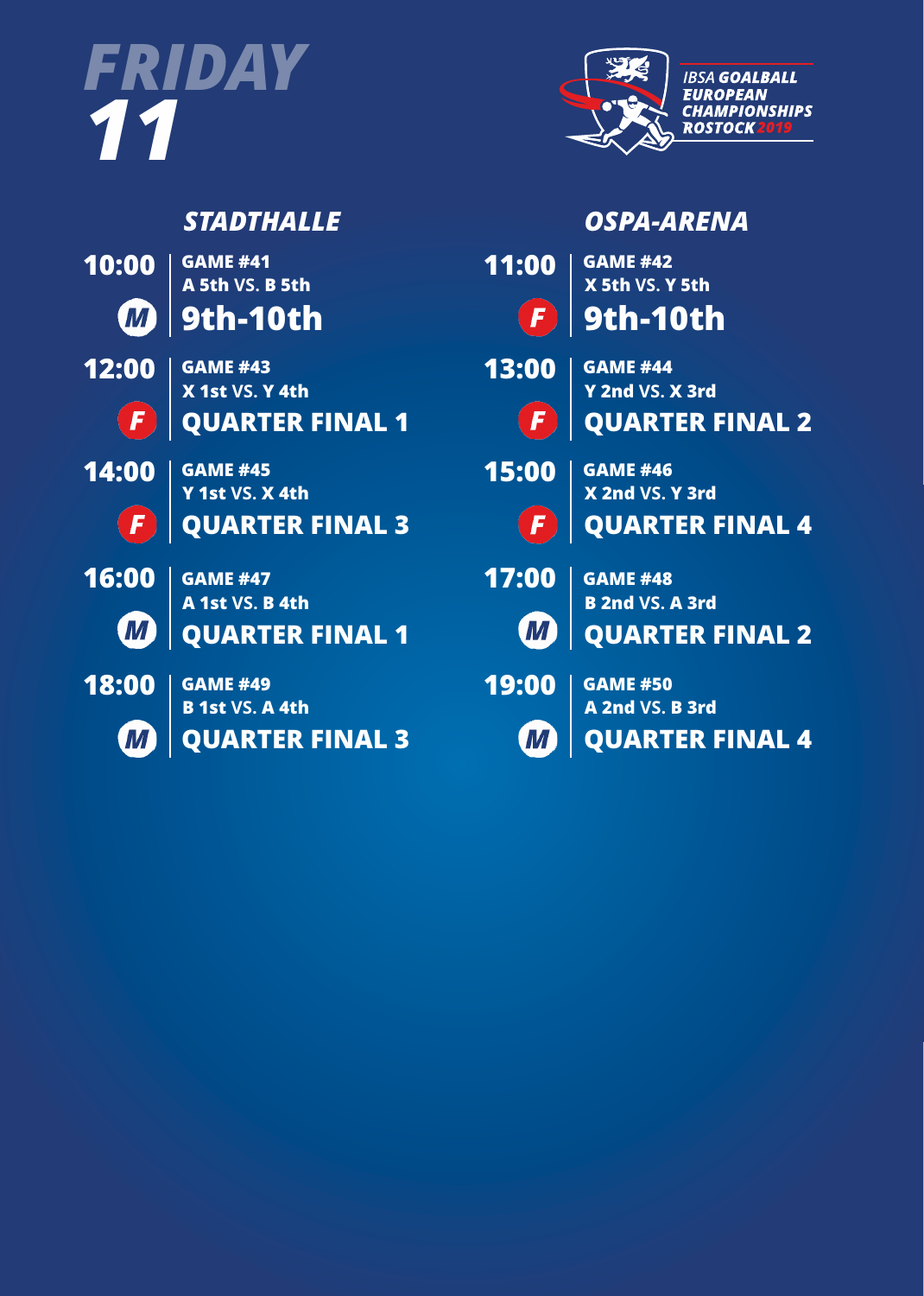# FRIDAY 11

IBSA GOALBALL EUROPEAN CHAMPIONSHIPS ROSTOCK 2019

## STADTHALLE

| Time | Category | Game | Match | Round |
|---|---|---|---|---|
| 10:00 | M | GAME #41 | A 5th VS. B 5th | 9th-10th |
| 12:00 | F | GAME #43 | X 1st VS. Y 4th | QUARTER FINAL 1 |
| 14:00 | F | GAME #45 | Y 1st VS. X 4th | QUARTER FINAL 3 |
| 16:00 | M | GAME #47 | A 1st VS. B 4th | QUARTER FINAL 1 |
| 18:00 | M | GAME #49 | B 1st VS. A 4th | QUARTER FINAL 3 |

## OSPA-ARENA

| Time | Category | Game | Match | Round |
|---|---|---|---|---|
| 11:00 | F | GAME #42 | X 5th VS. Y 5th | 9th-10th |
| 13:00 | F | GAME #44 | Y 2nd VS. X 3rd | QUARTER FINAL 2 |
| 15:00 | F | GAME #46 | X 2nd VS. Y 3rd | QUARTER FINAL 4 |
| 17:00 | M | GAME #48 | B 2nd VS. A 3rd | QUARTER FINAL 2 |
| 19:00 | M | GAME #50 | A 2nd VS. B 3rd | QUARTER FINAL 4 |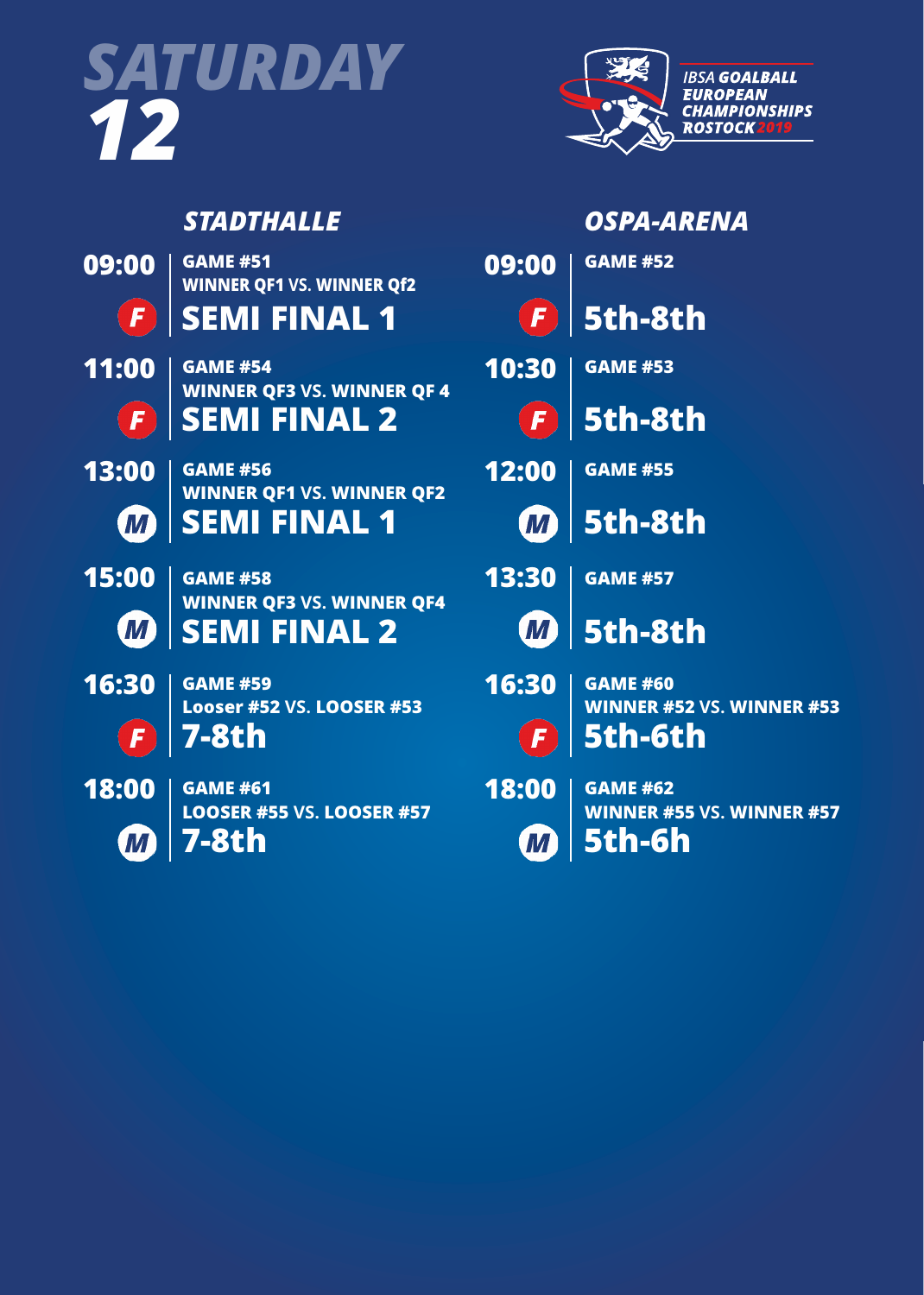# SATURDAY 12

IBSA GOALBALL EUROPEAN CHAMPIONSHIPS ROSTOCK 2019

## STADTHALLE

| Time | Gender | Game | Match | Round |
|---|---|---|---|---|
| 09:00 | F | GAME #51 | WINNER QF1 VS. WINNER Qf2 | SEMI FINAL 1 |
| 11:00 | F | GAME #54 | WINNER QF3 VS. WINNER QF 4 | SEMI FINAL 2 |
| 13:00 | M | GAME #56 | WINNER QF1 VS. WINNER QF2 | SEMI FINAL 1 |
| 15:00 | M | GAME #58 | WINNER QF3 VS. WINNER QF4 | SEMI FINAL 2 |
| 16:30 | F | GAME #59 | Looser #52 VS. LOOSER #53 | 7-8th |
| 18:00 | M | GAME #61 | LOOSER #55 VS. LOOSER #57 | 7-8th |

## OSPA-ARENA

| Time | Gender | Game | Match | Round |
|---|---|---|---|---|
| 09:00 | F | GAME #52 | | 5th-8th |
| 10:30 | F | GAME #53 | | 5th-8th |
| 12:00 | M | GAME #55 | | 5th-8th |
| 13:30 | M | GAME #57 | | 5th-8th |
| 16:30 | F | GAME #60 | WINNER #52 VS. WINNER #53 | 5th-6th |
| 18:00 | M | GAME #62 | WINNER #55 VS. WINNER #57 | 5th-6h |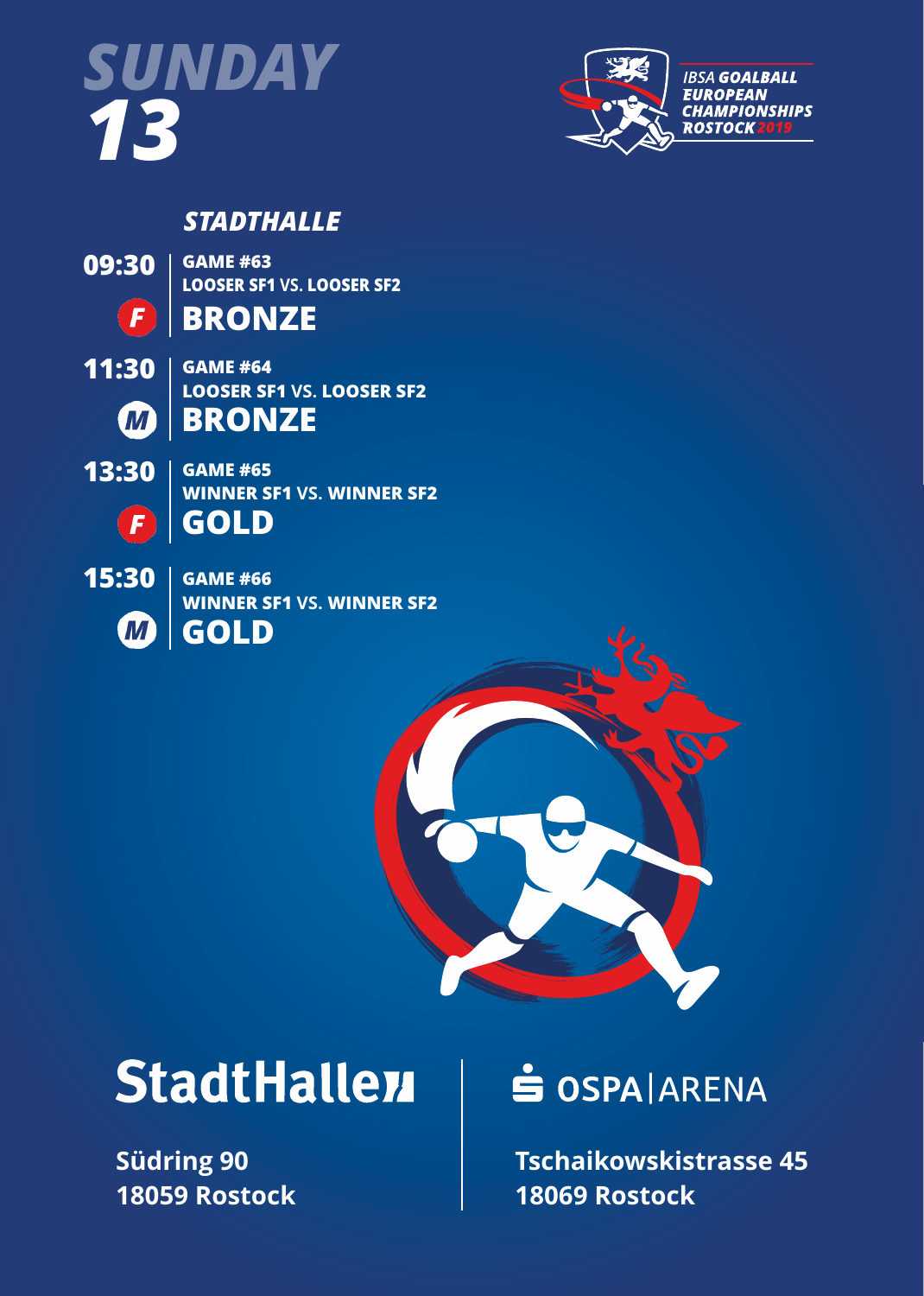# SUNDAY 13

IBSA GOALBALL EUROPEAN CHAMPIONSHIPS ROSTOCK 2019

## STADTHALLE

**09:30** | F
GAME #63
LOOSER SF1 VS. LOOSER SF2
**BRONZE**

**11:30** | M
GAME #64
LOOSER SF1 VS. LOOSER SF2
**BRONZE**

**13:30** | F
GAME #65
WINNER SF1 VS. WINNER SF2
**GOLD**

**15:30** | M
GAME #66
WINNER SF1 VS. WINNER SF2
**GOLD**

**StadtHalle**

Südring 90
18059 Rostock

**OSPA | ARENA**

Tschaikowskistrasse 45
18069 Rostock